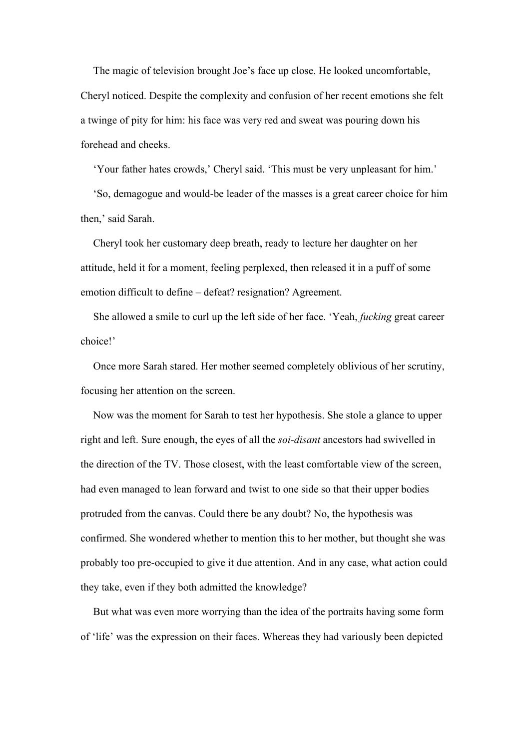The magic of television brought Joe's face up close. He looked uncomfortable, Cheryl noticed. Despite the complexity and confusion of her recent emotions she felt a twinge of pity for him: his face was very red and sweat was pouring down his forehead and cheeks.

'Your father hates crowds,' Cheryl said. 'This must be very unpleasant for him.'

'So, demagogue and would-be leader of the masses is a great career choice for him then,' said Sarah.

Cheryl took her customary deep breath, ready to lecture her daughter on her attitude, held it for a moment, feeling perplexed, then released it in a puff of some emotion difficult to define – defeat? resignation? Agreement.

She allowed a smile to curl up the left side of her face. 'Yeah, *fucking* great career choice!'

Once more Sarah stared. Her mother seemed completely oblivious of her scrutiny, focusing her attention on the screen.

Now was the moment for Sarah to test her hypothesis. She stole a glance to upper right and left. Sure enough, the eyes of all the *soi-disant* ancestors had swivelled in the direction of the TV. Those closest, with the least comfortable view of the screen, had even managed to lean forward and twist to one side so that their upper bodies protruded from the canvas. Could there be any doubt? No, the hypothesis was confirmed. She wondered whether to mention this to her mother, but thought she was probably too pre-occupied to give it due attention. And in any case, what action could they take, even if they both admitted the knowledge?

But what was even more worrying than the idea of the portraits having some form of 'life' was the expression on their faces. Whereas they had variously been depicted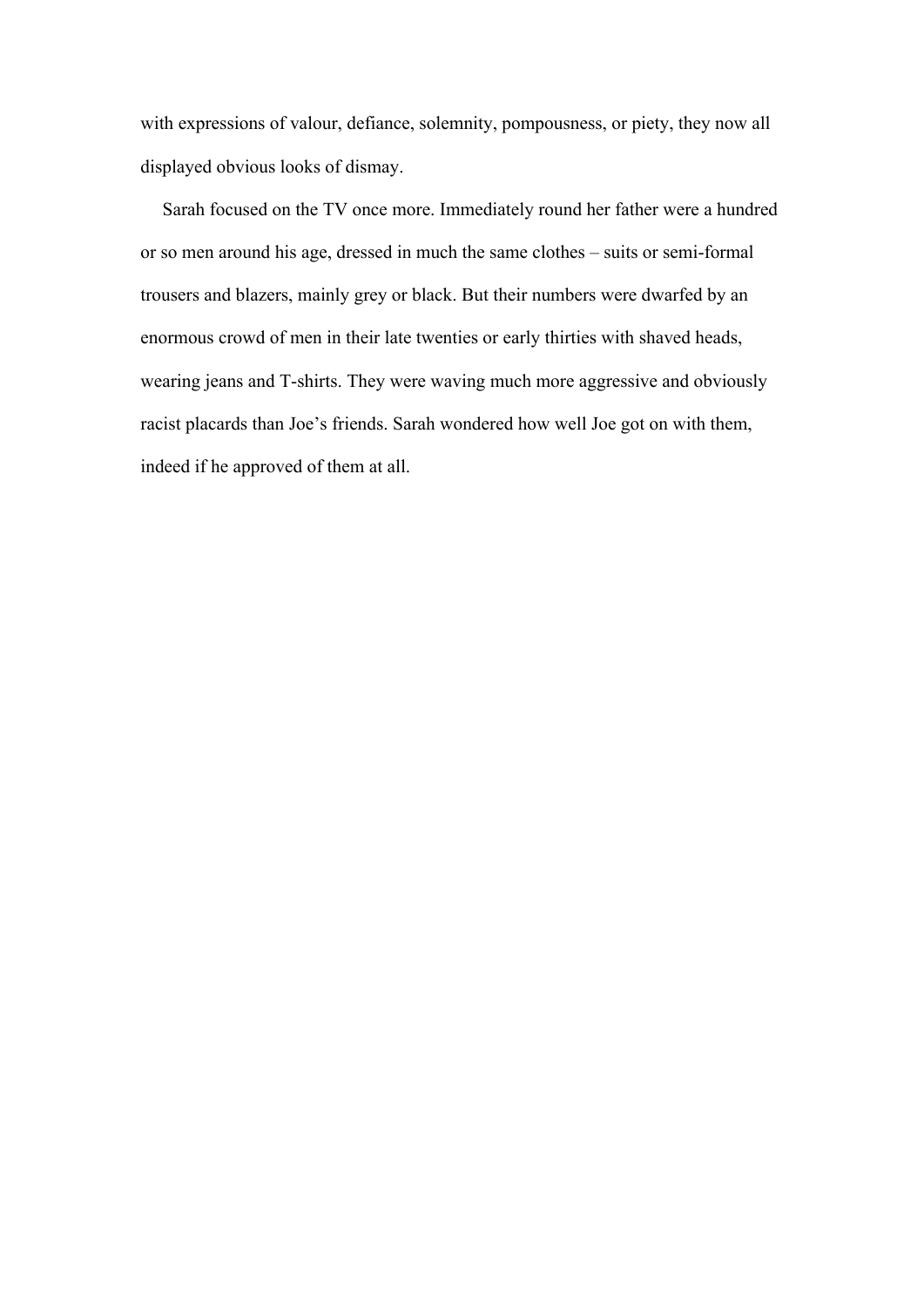with expressions of valour, defiance, solemnity, pompousness, or piety, they now all displayed obvious looks of dismay.

Sarah focused on the TV once more. Immediately round her father were a hundred or so men around his age, dressed in much the same clothes – suits or semi-formal trousers and blazers, mainly grey or black. But their numbers were dwarfed by an enormous crowd of men in their late twenties or early thirties with shaved heads, wearing jeans and T-shirts. They were waving much more aggressive and obviously racist placards than Joe's friends. Sarah wondered how well Joe got on with them, indeed if he approved of them at all.